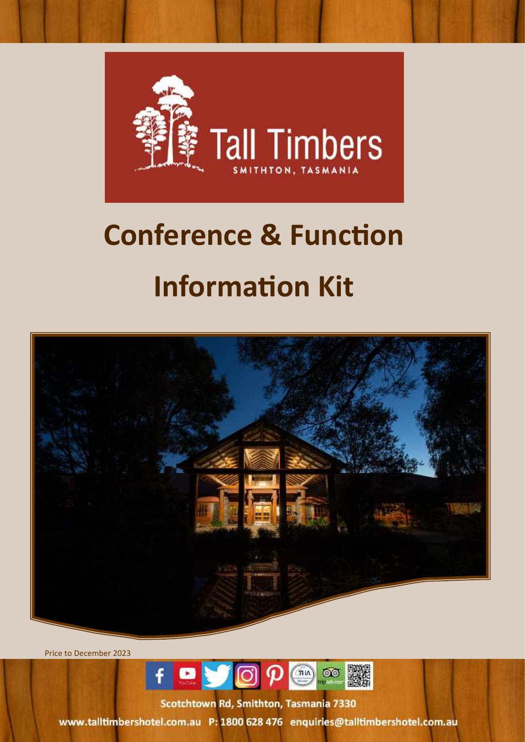Tall Timbers

SMITHTON, TASMANIA

# Conference & Function Information Kit

Price to December 2023

Scotchtown Rd, Smithton, Tasmania 7330

www.talltimbershotel.com.au P: 1800 628 476 enquiries@talltimbershotel.com.au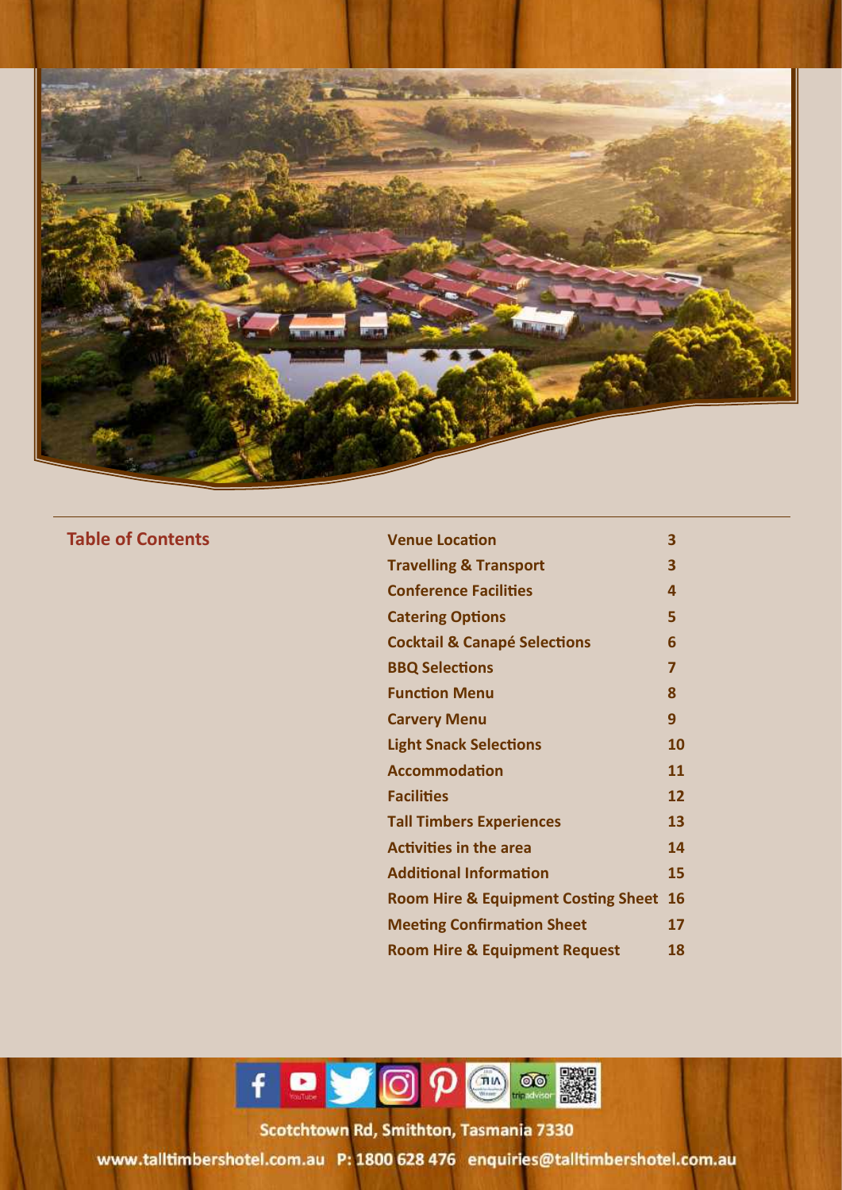## Table of Contents

| Section | Page |
| --- | --- |
| Venue Location | 3 |
| Travelling & Transport | 3 |
| Conference Facilities | 4 |
| Catering Options | 5 |
| Cocktail & Canapé Selections | 6 |
| BBQ Selections | 7 |
| Function Menu | 8 |
| Carvery Menu | 9 |
| Light Snack Selections | 10 |
| Accommodation | 11 |
| Facilities | 12 |
| Tall Timbers Experiences | 13 |
| Activities in the area | 14 |
| Additional Information | 15 |
| Room Hire & Equipment Costing Sheet | 16 |
| Meeting Confirmation Sheet | 17 |
| Room Hire & Equipment Request | 18 |

Scotchtown Rd, Smithton, Tasmania 7330

www.talltimbershotel.com.au P: 1800 628 476 enquiries@talltimbershotel.com.au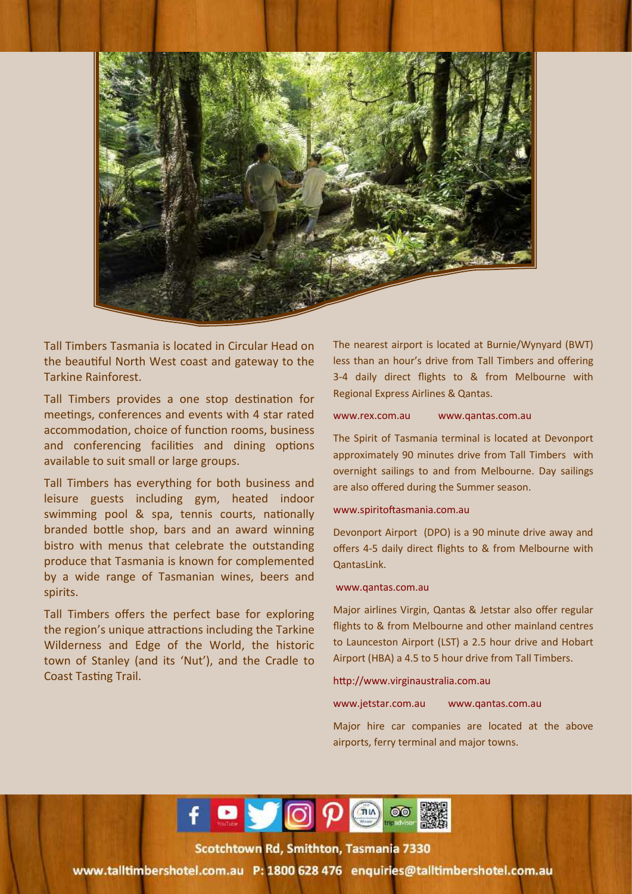Tall Timbers Tasmania is located in Circular Head on the beautiful North West coast and gateway to the Tarkine Rainforest.

Tall Timbers provides a one stop destination for meetings, conferences and events with 4 star rated accommodation, choice of function rooms, business and conferencing facilities and dining options available to suit small or large groups.

Tall Timbers has everything for both business and leisure guests including gym, heated indoor swimming pool & spa, tennis courts, nationally branded bottle shop, bars and an award winning bistro with menus that celebrate the outstanding produce that Tasmania is known for complemented by a wide range of Tasmanian wines, beers and spirits.

Tall Timbers offers the perfect base for exploring the region's unique attractions including the Tarkine Wilderness and Edge of the World, the historic town of Stanley (and its 'Nut'), and the Cradle to Coast Tasting Trail.

The nearest airport is located at Burnie/Wynyard (BWT) less than an hour's drive from Tall Timbers and offering 3-4 daily direct flights to & from Melbourne with Regional Express Airlines & Qantas.

www.rex.com.au www.qantas.com.au

The Spirit of Tasmania terminal is located at Devonport approximately 90 minutes drive from Tall Timbers with overnight sailings to and from Melbourne. Day sailings are also offered during the Summer season.

www.spiritoftasmania.com.au

Devonport Airport (DPO) is a 90 minute drive away and offers 4-5 daily direct flights to & from Melbourne with QantasLink.

www.qantas.com.au

Major airlines Virgin, Qantas & Jetstar also offer regular flights to & from Melbourne and other mainland centres to Launceston Airport (LST) a 2.5 hour drive and Hobart Airport (HBA) a 4.5 to 5 hour drive from Tall Timbers.

http://www.virginaustralia.com.au

www.jetstar.com.au www.qantas.com.au

Major hire car companies are located at the above airports, ferry terminal and major towns.

Scotchtown Rd, Smithton, Tasmania 7330

www.talltimbershotel.com.au P: 1800 628 476 enquiries@talltimbershotel.com.au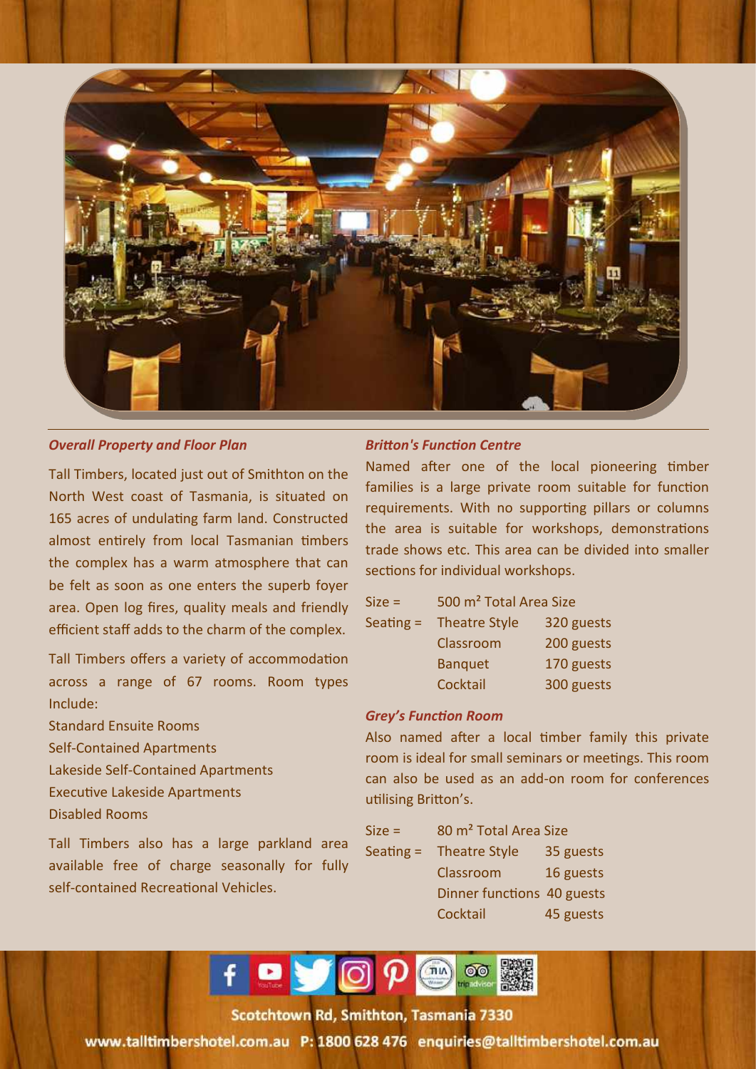### *Overall Property and Floor Plan*

Tall Timbers, located just out of Smithton on the North West coast of Tasmania, is situated on 165 acres of undulating farm land. Constructed almost entirely from local Tasmanian timbers the complex has a warm atmosphere that can be felt as soon as one enters the superb foyer area. Open log fires, quality meals and friendly efficient staff adds to the charm of the complex.

Tall Timbers offers a variety of accommodation across a range of 67 rooms. Room types Include:

Standard Ensuite Rooms
Self-Contained Apartments
Lakeside Self-Contained Apartments
Executive Lakeside Apartments
Disabled Rooms

Tall Timbers also has a large parkland area available free of charge seasonally for fully self-contained Recreational Vehicles.

### *Britton's Function Centre*

Named after one of the local pioneering timber families is a large private room suitable for function requirements. With no supporting pillars or columns the area is suitable for workshops, demonstrations trade shows etc. This area can be divided into smaller sections for individual workshops.

| | | |
|---|---|---|
| Size = | 500 m² Total Area Size | |
| Seating = | Theatre Style | 320 guests |
| | Classroom | 200 guests |
| | Banquet | 170 guests |
| | Cocktail | 300 guests |

### *Grey's Function Room*

Also named after a local timber family this private room is ideal for small seminars or meetings. This room can also be used as an add-on room for conferences utilising Britton's.

| | | |
|---|---|---|
| Size = | 80 m² Total Area Size | |
| Seating = | Theatre Style | 35 guests |
| | Classroom | 16 guests |
| | Dinner functions | 40 guests |
| | Cocktail | 45 guests |

Scotchtown Rd, Smithton, Tasmania 7330

www.talltimbershotel.com.au P: 1800 628 476 enquiries@talltimbershotel.com.au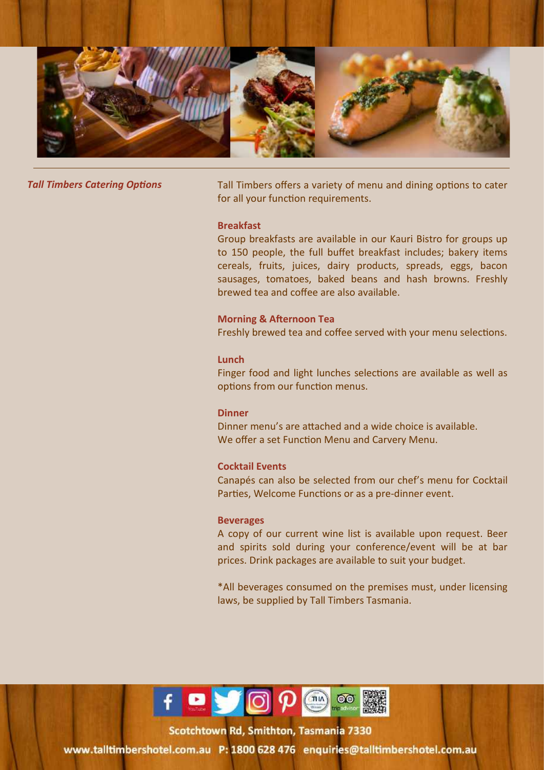## *Tall Timbers Catering Options*

Tall Timbers offers a variety of menu and dining options to cater for all your function requirements.

### Breakfast

Group breakfasts are available in our Kauri Bistro for groups up to 150 people, the full buffet breakfast includes; bakery items cereals, fruits, juices, dairy products, spreads, eggs, bacon sausages, tomatoes, baked beans and hash browns. Freshly brewed tea and coffee are also available.

### Morning & Afternoon Tea

Freshly brewed tea and coffee served with your menu selections.

### Lunch

Finger food and light lunches selections are available as well as options from our function menus.

### Dinner

Dinner menu's are attached and a wide choice is available.
We offer a set Function Menu and Carvery Menu.

### Cocktail Events

Canapés can also be selected from our chef's menu for Cocktail Parties, Welcome Functions or as a pre-dinner event.

### Beverages

A copy of our current wine list is available upon request. Beer and spirits sold during your conference/event will be at bar prices. Drink packages are available to suit your budget.

*All beverages consumed on the premises must, under licensing laws, be supplied by Tall Timbers Tasmania.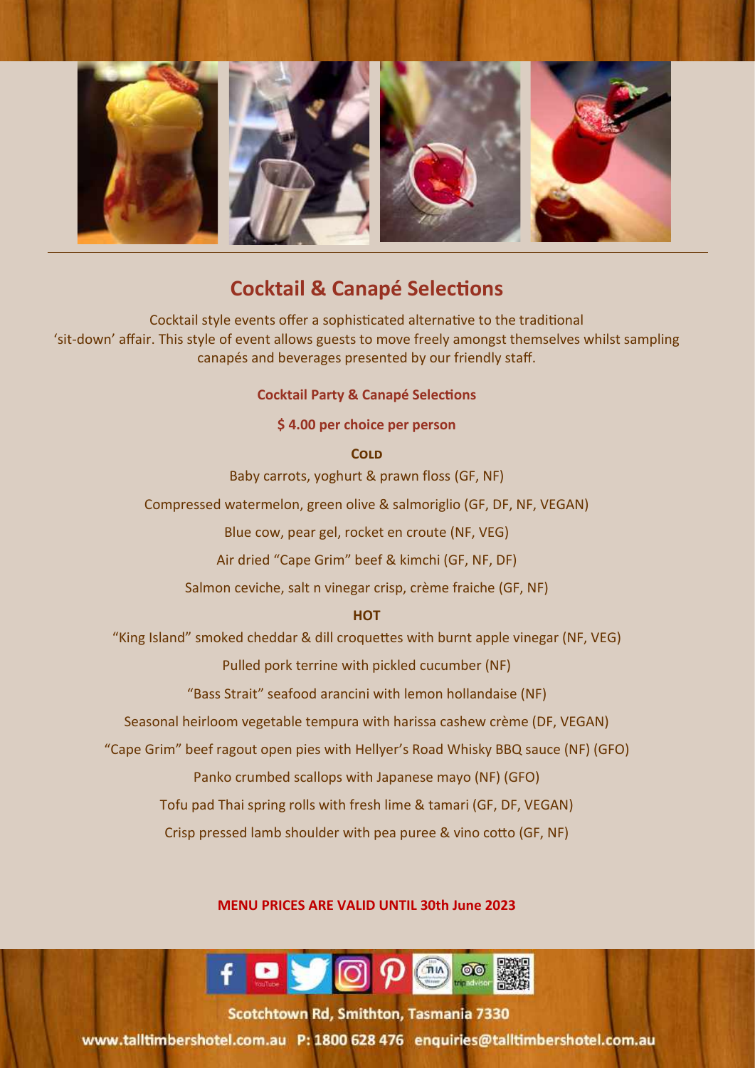## Cocktail & Canapé Selections

Cocktail style events offer a sophisticated alternative to the traditional 'sit-down' affair. This style of event allows guests to move freely amongst themselves whilst sampling canapés and beverages presented by our friendly staff.

**Cocktail Party & Canapé Selections**

**$ 4.00 per choice per person**

**COLD**

Baby carrots, yoghurt & prawn floss (GF, NF)

Compressed watermelon, green olive & salmoriglio (GF, DF, NF, VEGAN)

Blue cow, pear gel, rocket en croute (NF, VEG)

Air dried "Cape Grim" beef & kimchi (GF, NF, DF)

Salmon ceviche, salt n vinegar crisp, crème fraiche (GF, NF)

**HOT**

"King Island" smoked cheddar & dill croquettes with burnt apple vinegar (NF, VEG)

Pulled pork terrine with pickled cucumber (NF)

"Bass Strait" seafood arancini with lemon hollandaise (NF)

Seasonal heirloom vegetable tempura with harissa cashew crème (DF, VEGAN)

"Cape Grim" beef ragout open pies with Hellyer's Road Whisky BBQ sauce (NF) (GFO)

Panko crumbed scallops with Japanese mayo (NF) (GFO)

Tofu pad Thai spring rolls with fresh lime & tamari (GF, DF, VEGAN)

Crisp pressed lamb shoulder with pea puree & vino cotto (GF, NF)

**MENU PRICES ARE VALID UNTIL 30th June 2023**

Scotchtown Rd, Smithton, Tasmania 7330

www.talltimbershotel.com.au P: 1800 628 476 enquiries@talltimbershotel.com.au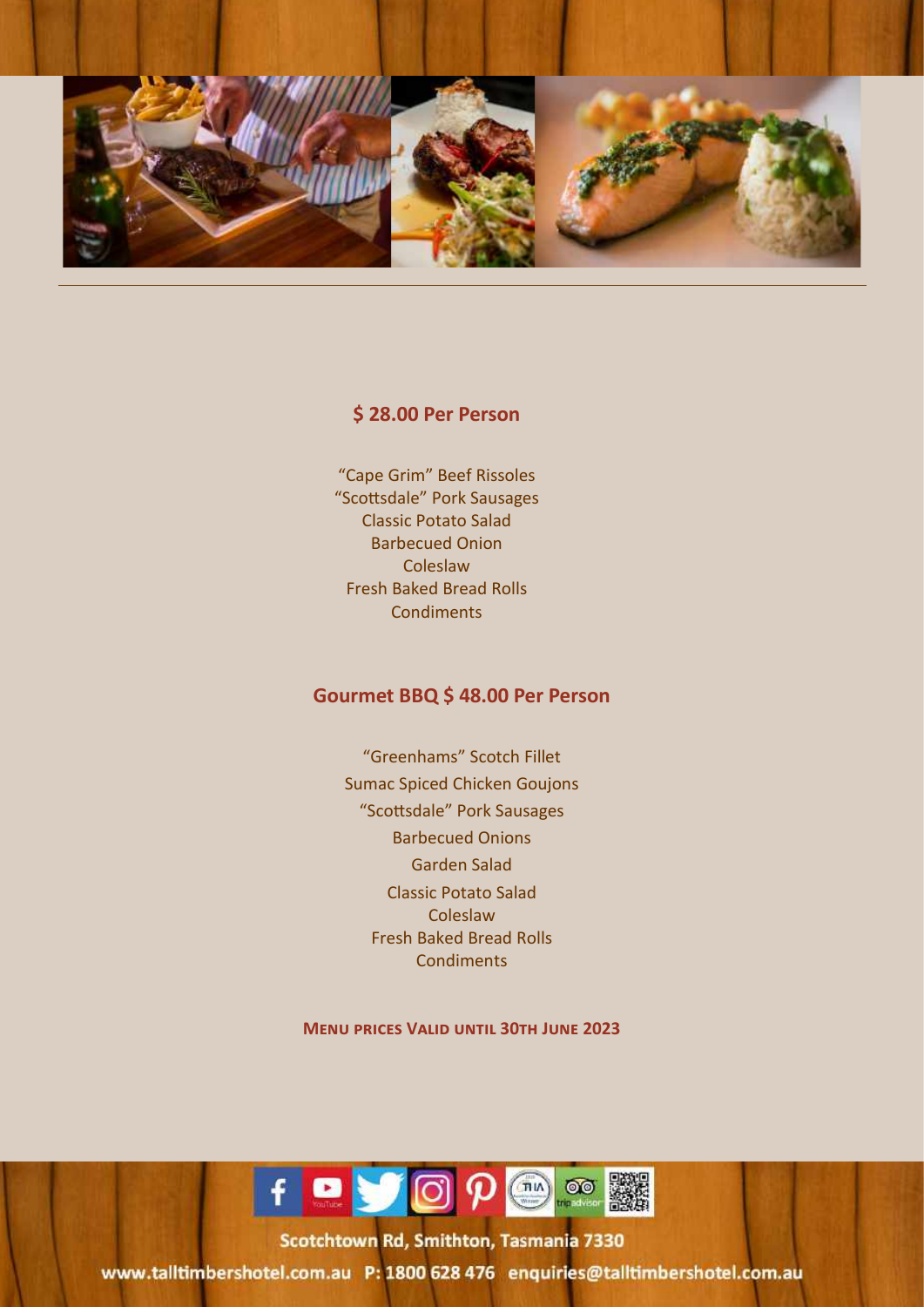## $ 28.00 Per Person

"Cape Grim" Beef Rissoles
"Scottsdale" Pork Sausages
Classic Potato Salad
Barbecued Onion
Coleslaw
Fresh Baked Bread Rolls
Condiments

## Gourmet BBQ $ 48.00 Per Person

"Greenhams" Scotch Fillet
Sumac Spiced Chicken Goujons
"Scottsdale" Pork Sausages
Barbecued Onions
Garden Salad
Classic Potato Salad
Coleslaw
Fresh Baked Bread Rolls
Condiments

**Menu prices Valid until 30th June 2023**

Scotchtown Rd, Smithton, Tasmania 7330
www.talltimbershotel.com.au P: 1800 628 476 enquiries@talltimbershotel.com.au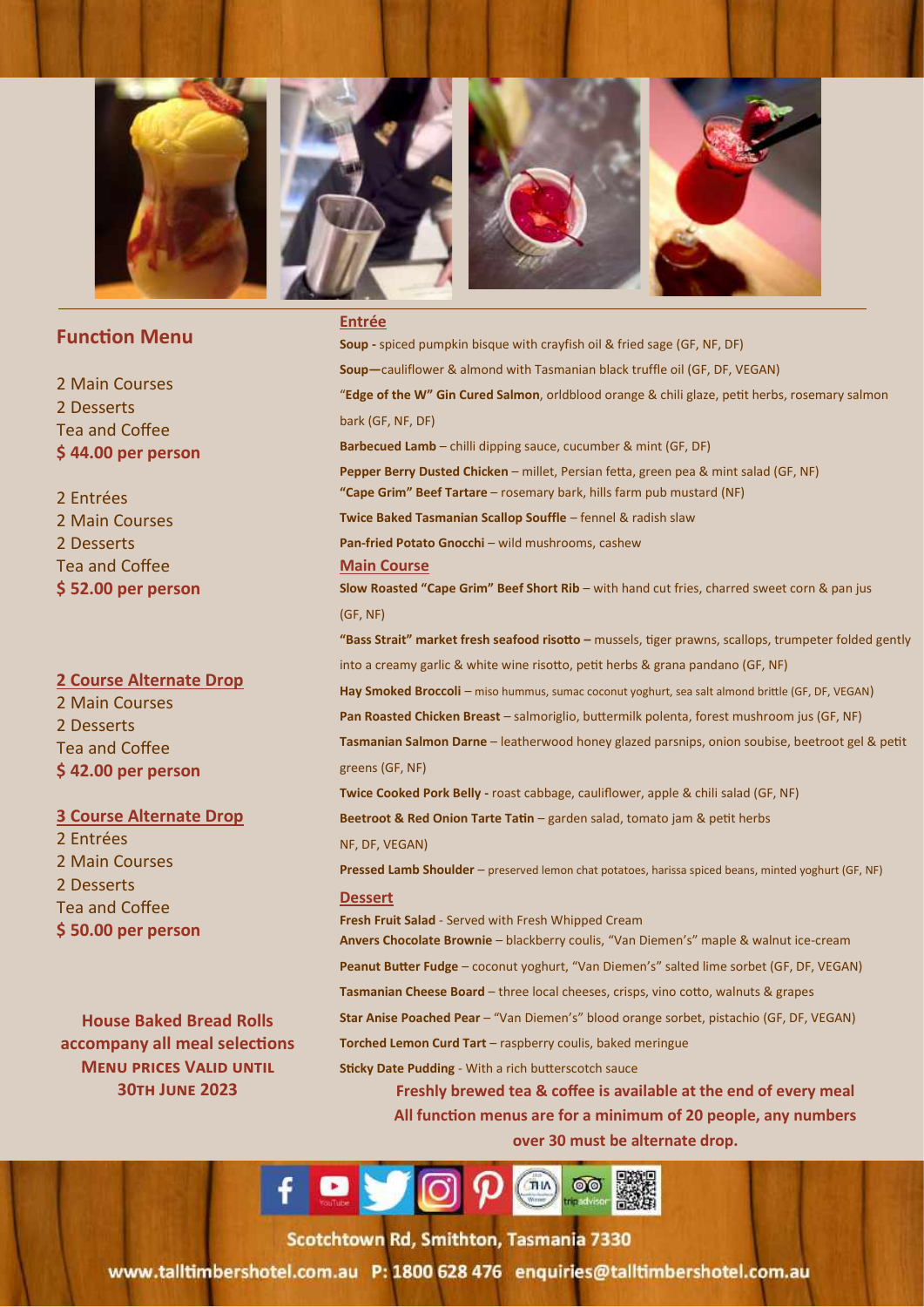## Function Menu

2 Main Courses
2 Desserts
Tea and Coffee
**$ 44.00 per person**

2 Entrées
2 Main Courses
2 Desserts
Tea and Coffee
**$ 52.00 per person**

### 2 Course Alternate Drop

2 Main Courses
2 Desserts
Tea and Coffee
**$ 42.00 per person**

### 3 Course Alternate Drop

2 Entrées
2 Main Courses
2 Desserts
Tea and Coffee
**$ 50.00 per person**

**House Baked Bread Rolls accompany all meal selections**
**Menu prices valid until 30th June 2023**

### Entrée

**Soup -** spiced pumpkin bisque with crayfish oil & fried sage (GF, NF, DF)

**Soup—**cauliflower & almond with Tasmanian black truffle oil (GF, DF, VEGAN)

"**Edge of the W" Gin Cured Salmon**, orldblood orange & chili glaze, petit herbs, rosemary salmon bark (GF, NF, DF)

**Barbecued Lamb** – chilli dipping sauce, cucumber & mint (GF, DF)

**Pepper Berry Dusted Chicken** – millet, Persian fetta, green pea & mint salad (GF, NF)

**"Cape Grim" Beef Tartare** – rosemary bark, hills farm pub mustard (NF)

**Twice Baked Tasmanian Scallop Souffle** – fennel & radish slaw

**Pan-fried Potato Gnocchi** – wild mushrooms, cashew

### Main Course

**Slow Roasted "Cape Grim" Beef Short Rib** – with hand cut fries, charred sweet corn & pan jus (GF, NF)

**"Bass Strait" market fresh seafood risotto –** mussels, tiger prawns, scallops, trumpeter folded gently into a creamy garlic & white wine risotto, petit herbs & grana pandano (GF, NF)

**Hay Smoked Broccoli** – miso hummus, sumac coconut yoghurt, sea salt almond brittle (GF, DF, VEGAN)

**Pan Roasted Chicken Breast** – salmoriglio, buttermilk polenta, forest mushroom jus (GF, NF)

**Tasmanian Salmon Darne** – leatherwood honey glazed parsnips, onion soubise, beetroot gel & petit greens (GF, NF)

**Twice Cooked Pork Belly -** roast cabbage, cauliflower, apple & chili salad (GF, NF)

**Beetroot & Red Onion Tarte Tatin** – garden salad, tomato jam & petit herbs NF, DF, VEGAN)

**Pressed Lamb Shoulder** – preserved lemon chat potatoes, harissa spiced beans, minted yoghurt (GF, NF)

### Dessert

**Fresh Fruit Salad** - Served with Fresh Whipped Cream

**Anvers Chocolate Brownie** – blackberry coulis, "Van Diemen's" maple & walnut ice-cream

**Peanut Butter Fudge** – coconut yoghurt, "Van Diemen's" salted lime sorbet (GF, DF, VEGAN)

**Tasmanian Cheese Board** – three local cheeses, crisps, vino cotto, walnuts & grapes

**Star Anise Poached Pear** – "Van Diemen's" blood orange sorbet, pistachio (GF, DF, VEGAN)

**Torched Lemon Curd Tart** – raspberry coulis, baked meringue

**Sticky Date Pudding** - With a rich butterscotch sauce

**Freshly brewed tea & coffee is available at the end of every meal**
**All function menus are for a minimum of 20 people, any numbers over 30 must be alternate drop.**

Scotchtown Rd, Smithton, Tasmania 7330
www.talltimbershotel.com.au P: 1800 628 476 enquiries@talltimbershotel.com.au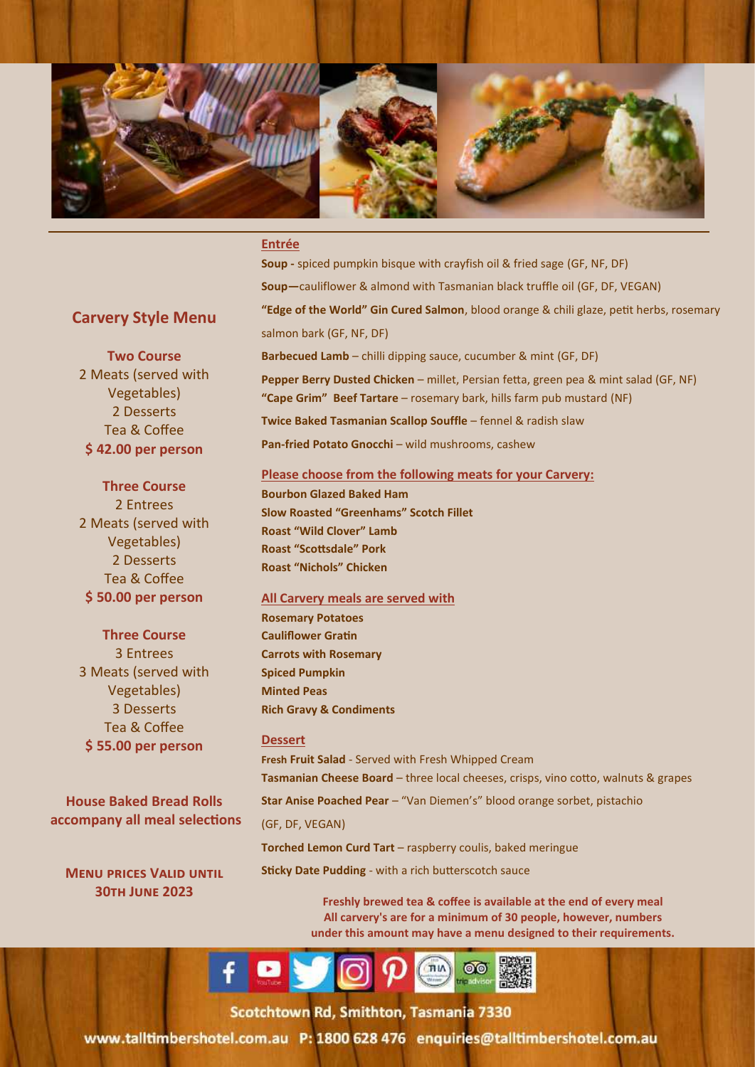## Carvery Style Menu

**Two Course**
2 Meats (served with Vegetables)
2 Desserts
Tea & Coffee
**$ 42.00 per person**

**Three Course**
2 Entrees
2 Meats (served with Vegetables)
2 Desserts
Tea & Coffee
**$ 50.00 per person**

**Three Course**
3 Entrees
3 Meats (served with Vegetables)
3 Desserts
Tea & Coffee
**$ 55.00 per person**

**House Baked Bread Rolls accompany all meal selections**

**Menu prices Valid until 30th June 2023**

### Entrée

**Soup -** spiced pumpkin bisque with crayfish oil & fried sage (GF, NF, DF)

**Soup—**cauliflower & almond with Tasmanian black truffle oil (GF, DF, VEGAN)

**"Edge of the World" Gin Cured Salmon**, blood orange & chili glaze, petit herbs, rosemary salmon bark (GF, NF, DF)

**Barbecued Lamb** – chilli dipping sauce, cucumber & mint (GF, DF)

**Pepper Berry Dusted Chicken** – millet, Persian fetta, green pea & mint salad (GF, NF)

**"Cape Grim" Beef Tartare** – rosemary bark, hills farm pub mustard (NF)

**Twice Baked Tasmanian Scallop Souffle** – fennel & radish slaw

**Pan-fried Potato Gnocchi** – wild mushrooms, cashew

### Please choose from the following meats for your Carvery:

**Bourbon Glazed Baked Ham**
**Slow Roasted "Greenhams" Scotch Fillet**
**Roast "Wild Clover" Lamb**
**Roast "Scottsdale" Pork**
**Roast "Nichols" Chicken**

### All Carvery meals are served with

**Rosemary Potatoes**
**Cauliflower Gratin**
**Carrots with Rosemary**
**Spiced Pumpkin**
**Minted Peas**
**Rich Gravy & Condiments**

### Dessert

**Fresh Fruit Salad** - Served with Fresh Whipped Cream

**Tasmanian Cheese Board** – three local cheeses, crisps, vino cotto, walnuts & grapes

**Star Anise Poached Pear** – "Van Diemen's" blood orange sorbet, pistachio (GF, DF, VEGAN)

**Torched Lemon Curd Tart** – raspberry coulis, baked meringue

**Sticky Date Pudding** - with a rich butterscotch sauce

**Freshly brewed tea & coffee is available at the end of every meal**
**All carvery's are for a minimum of 30 people, however, numbers under this amount may have a menu designed to their requirements.**

Scotchtown Rd, Smithton, Tasmania 7330
www.talltimbershotel.com.au P: 1800 628 476 enquiries@talltimbershotel.com.au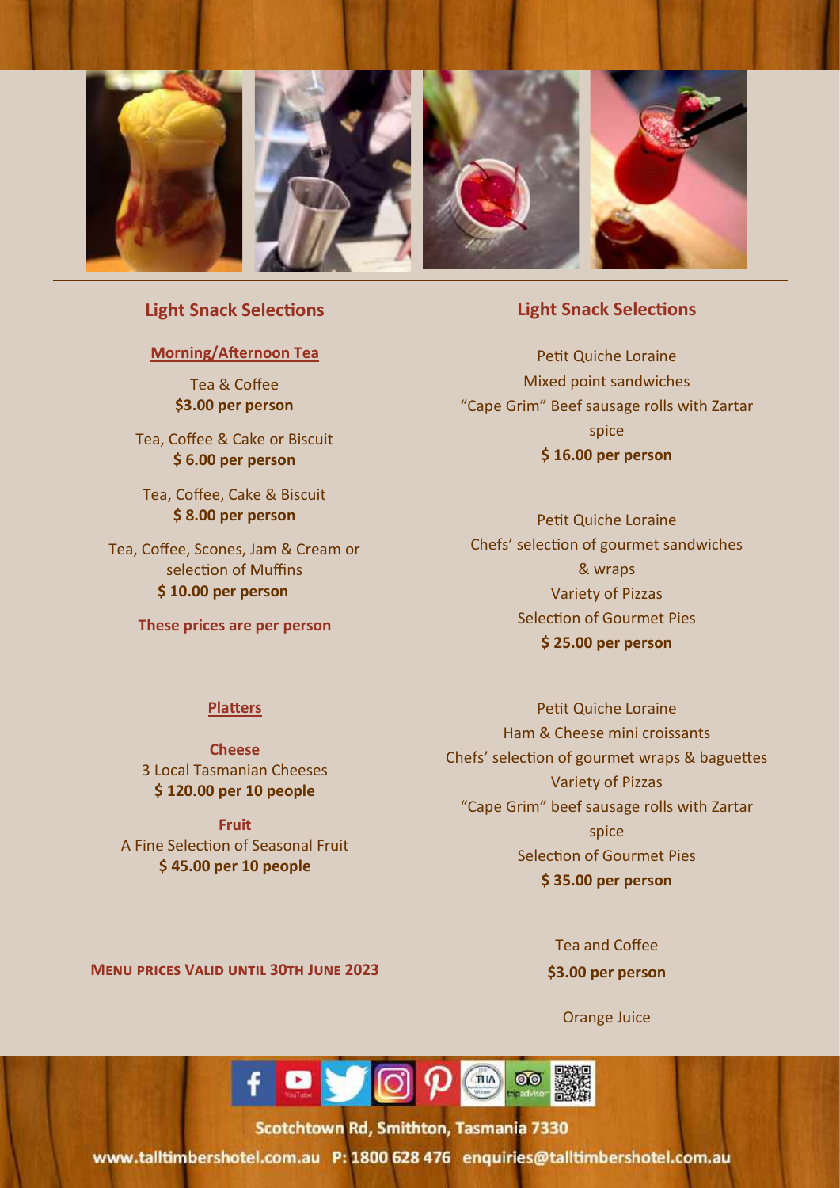## Light Snack Selections

### Morning/Afternoon Tea

Tea & Coffee
**$3.00 per person**

Tea, Coffee & Cake or Biscuit
**$ 6.00 per person**

Tea, Coffee, Cake & Biscuit
**$ 8.00 per person**

Tea, Coffee, Scones, Jam & Cream or selection of Muffins
**$ 10.00 per person**

**These prices are per person**

### Platters

**Cheese**
3 Local Tasmanian Cheeses
**$ 120.00 per 10 people**

**Fruit**
A Fine Selection of Seasonal Fruit
**$ 45.00 per 10 people**

**Menu prices Valid until 30th June 2023**

## Light Snack Selections

Petit Quiche Loraine
Mixed point sandwiches
“Cape Grim” Beef sausage rolls with Zartar spice
**$ 16.00 per person**

Petit Quiche Loraine
Chefs’ selection of gourmet sandwiches & wraps
Variety of Pizzas
Selection of Gourmet Pies
**$ 25.00 per person**

Petit Quiche Loraine
Ham & Cheese mini croissants
Chefs’ selection of gourmet wraps & baguettes
Variety of Pizzas
“Cape Grim” beef sausage rolls with Zartar spice
Selection of Gourmet Pies
**$ 35.00 per person**

Tea and Coffee
**$3.00 per person**

Orange Juice

Scotchtown Rd, Smithton, Tasmania 7330
www.talltimbershotel.com.au P: 1800 628 476 enquiries@talltimbershotel.com.au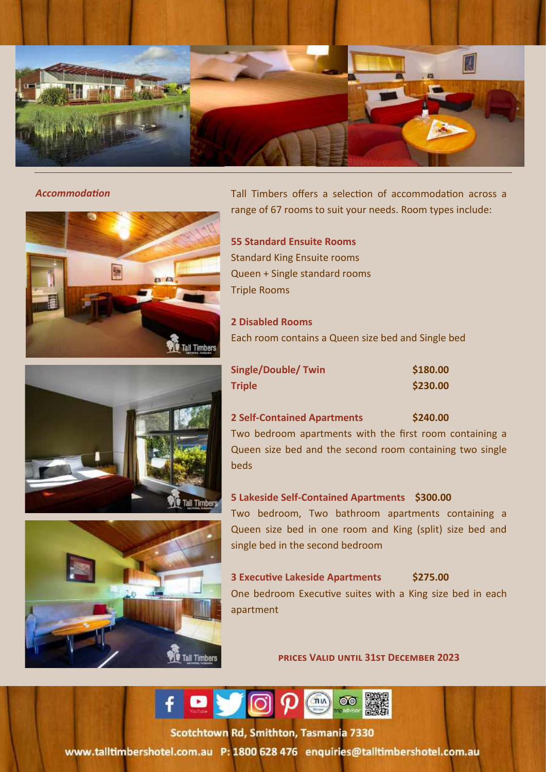*Accommodation*

Tall Timbers offers a selection of accommodation across a range of 67 rooms to suit your needs. Room types include:

**55 Standard Ensuite Rooms**
Standard King Ensuite rooms
Queen + Single standard rooms
Triple Rooms

**2 Disabled Rooms**
Each room contains a Queen size bed and Single bed

| | |
|---|---|
| **Single/Double/ Twin** | **$180.00** |
| **Triple** | **$230.00** |

**2 Self-Contained Apartments** **$240.00**
Two bedroom apartments with the first room containing a Queen size bed and the second room containing two single beds

**5 Lakeside Self-Contained Apartments** **$300.00**
Two bedroom, Two bathroom apartments containing a Queen size bed in one room and King (split) size bed and single bed in the second bedroom

**3 Executive Lakeside Apartments** **$275.00**
One bedroom Executive suites with a King size bed in each apartment

**PRICES VALID UNTIL 31ST DECEMBER 2023**

Scotchtown Rd, Smithton, Tasmania 7330
www.talltimbershotel.com.au P: 1800 628 476 enquiries@talltimbershotel.com.au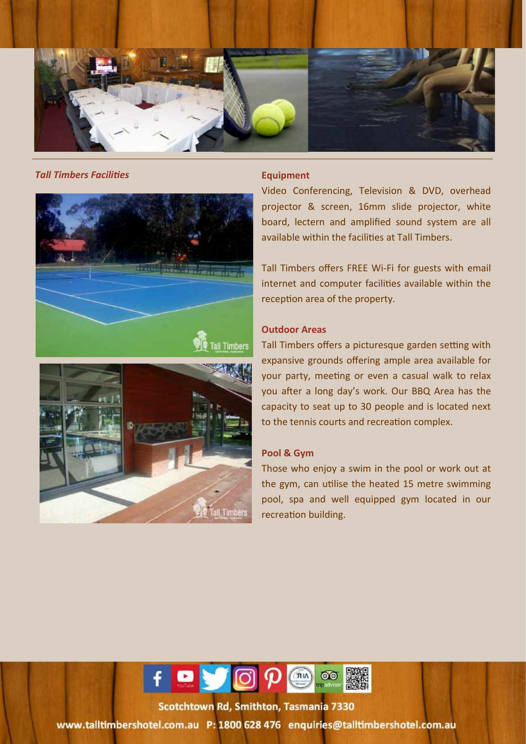*Tall Timbers Facilities*

### Equipment

Video Conferencing, Television & DVD, overhead projector & screen, 16mm slide projector, white board, lectern and amplified sound system are all available within the facilities at Tall Timbers.

Tall Timbers offers FREE Wi-Fi for guests with email internet and computer facilities available within the reception area of the property.

### Outdoor Areas

Tall Timbers offers a picturesque garden setting with expansive grounds offering ample area available for your party, meeting or even a casual walk to relax you after a long day's work. Our BBQ Area has the capacity to seat up to 30 people and is located next to the tennis courts and recreation complex.

### Pool & Gym

Those who enjoy a swim in the pool or work out at the gym, can utilise the heated 15 metre swimming pool, spa and well equipped gym located in our recreation building.

Scotchtown Rd, Smithton, Tasmania 7330

www.talltimbershotel.com.au P: 1800 628 476 enquiries@talltimbershotel.com.au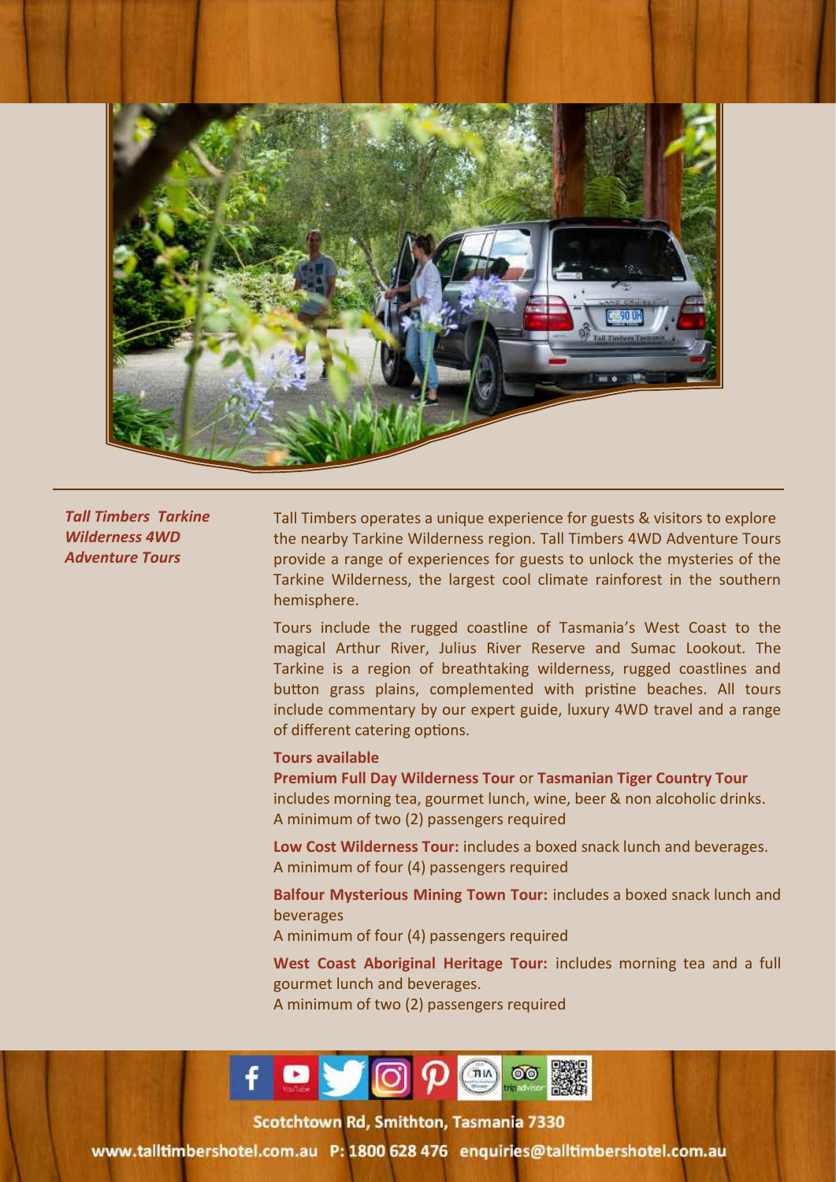***Tall Timbers Tarkine Wilderness 4WD Adventure Tours***

Tall Timbers operates a unique experience for guests & visitors to explore the nearby Tarkine Wilderness region. Tall Timbers 4WD Adventure Tours provide a range of experiences for guests to unlock the mysteries of the Tarkine Wilderness, the largest cool climate rainforest in the southern hemisphere.

Tours include the rugged coastline of Tasmania's West Coast to the magical Arthur River, Julius River Reserve and Sumac Lookout. The Tarkine is a region of breathtaking wilderness, rugged coastlines and button grass plains, complemented with pristine beaches. All tours include commentary by our expert guide, luxury 4WD travel and a range of different catering options.

**Tours available**

**Premium Full Day Wilderness Tour** or **Tasmanian Tiger Country Tour** includes morning tea, gourmet lunch, wine, beer & non alcoholic drinks.
A minimum of two (2) passengers required

**Low Cost Wilderness Tour:** includes a boxed snack lunch and beverages.
A minimum of four (4) passengers required

**Balfour Mysterious Mining Town Tour:** includes a boxed snack lunch and beverages
A minimum of four (4) passengers required

**West Coast Aboriginal Heritage Tour:** includes morning tea and a full gourmet lunch and beverages.
A minimum of two (2) passengers required

Scotchtown Rd, Smithton, Tasmania 7330

www.talltimbershotel.com.au P: 1800 628 476 enquiries@talltimbershotel.com.au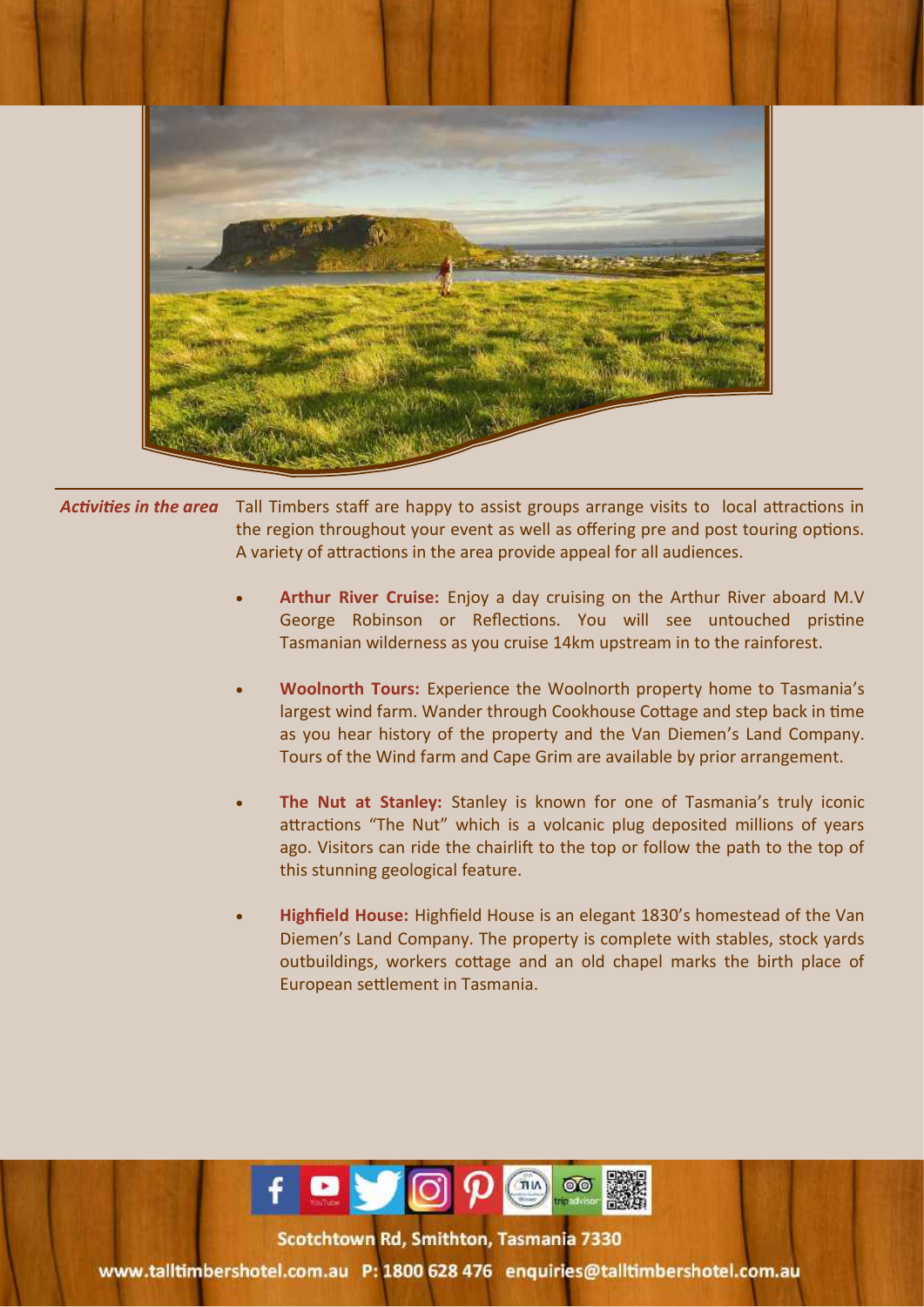***Activities in the area*** Tall Timbers staff are happy to assist groups arrange visits to local attractions in the region throughout your event as well as offering pre and post touring options. A variety of attractions in the area provide appeal for all audiences.

- **Arthur River Cruise:** Enjoy a day cruising on the Arthur River aboard M.V George Robinson or Reflections. You will see untouched pristine Tasmanian wilderness as you cruise 14km upstream in to the rainforest.

- **Woolnorth Tours:** Experience the Woolnorth property home to Tasmania's largest wind farm. Wander through Cookhouse Cottage and step back in time as you hear history of the property and the Van Diemen's Land Company. Tours of the Wind farm and Cape Grim are available by prior arrangement.

- **The Nut at Stanley:** Stanley is known for one of Tasmania's truly iconic attractions "The Nut" which is a volcanic plug deposited millions of years ago. Visitors can ride the chairlift to the top or follow the path to the top of this stunning geological feature.

- **Highfield House:** Highfield House is an elegant 1830's homestead of the Van Diemen's Land Company. The property is complete with stables, stock yards outbuildings, workers cottage and an old chapel marks the birth place of European settlement in Tasmania.

Scotchtown Rd, Smithton, Tasmania 7330

www.talltimbershotel.com.au P: 1800 628 476 enquiries@talltimbershotel.com.au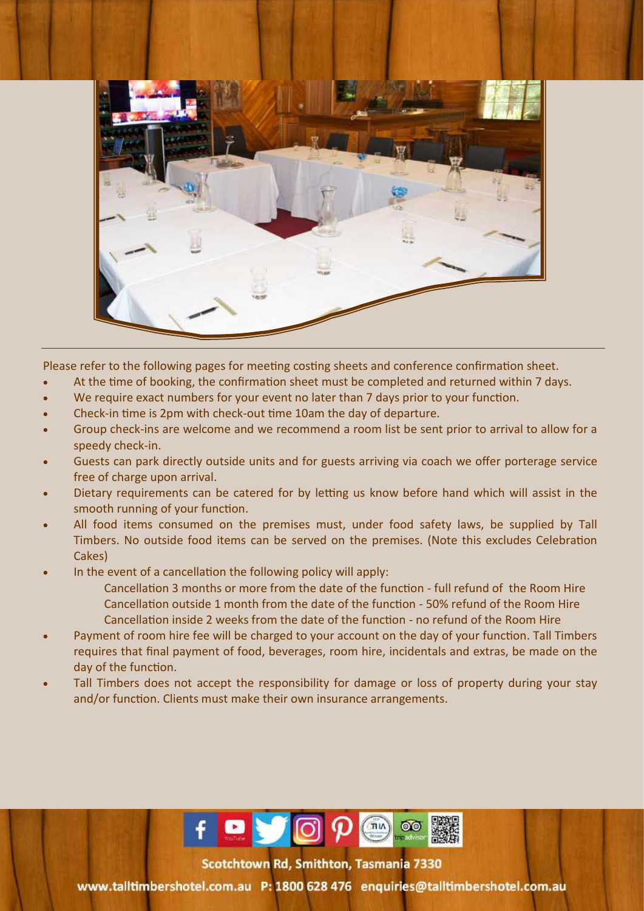Please refer to the following pages for meeting costing sheets and conference confirmation sheet.

- At the time of booking, the confirmation sheet must be completed and returned within 7 days.
- We require exact numbers for your event no later than 7 days prior to your function.
- Check-in time is 2pm with check-out time 10am the day of departure.
- Group check-ins are welcome and we recommend a room list be sent prior to arrival to allow for a speedy check-in.
- Guests can park directly outside units and for guests arriving via coach we offer porterage service free of charge upon arrival.
- Dietary requirements can be catered for by letting us know before hand which will assist in the smooth running of your function.
- All food items consumed on the premises must, under food safety laws, be supplied by Tall Timbers. No outside food items can be served on the premises. (Note this excludes Celebration Cakes)
- In the event of a cancellation the following policy will apply:
  - Cancellation 3 months or more from the date of the function - full refund of the Room Hire
  - Cancellation outside 1 month from the date of the function - 50% refund of the Room Hire
  - Cancellation inside 2 weeks from the date of the function - no refund of the Room Hire
- Payment of room hire fee will be charged to your account on the day of your function. Tall Timbers requires that final payment of food, beverages, room hire, incidentals and extras, be made on the day of the function.
- Tall Timbers does not accept the responsibility for damage or loss of property during your stay and/or function. Clients must make their own insurance arrangements.

Scotchtown Rd, Smithton, Tasmania 7330

www.talltimbershotel.com.au P: 1800 628 476 enquiries@talltimbershotel.com.au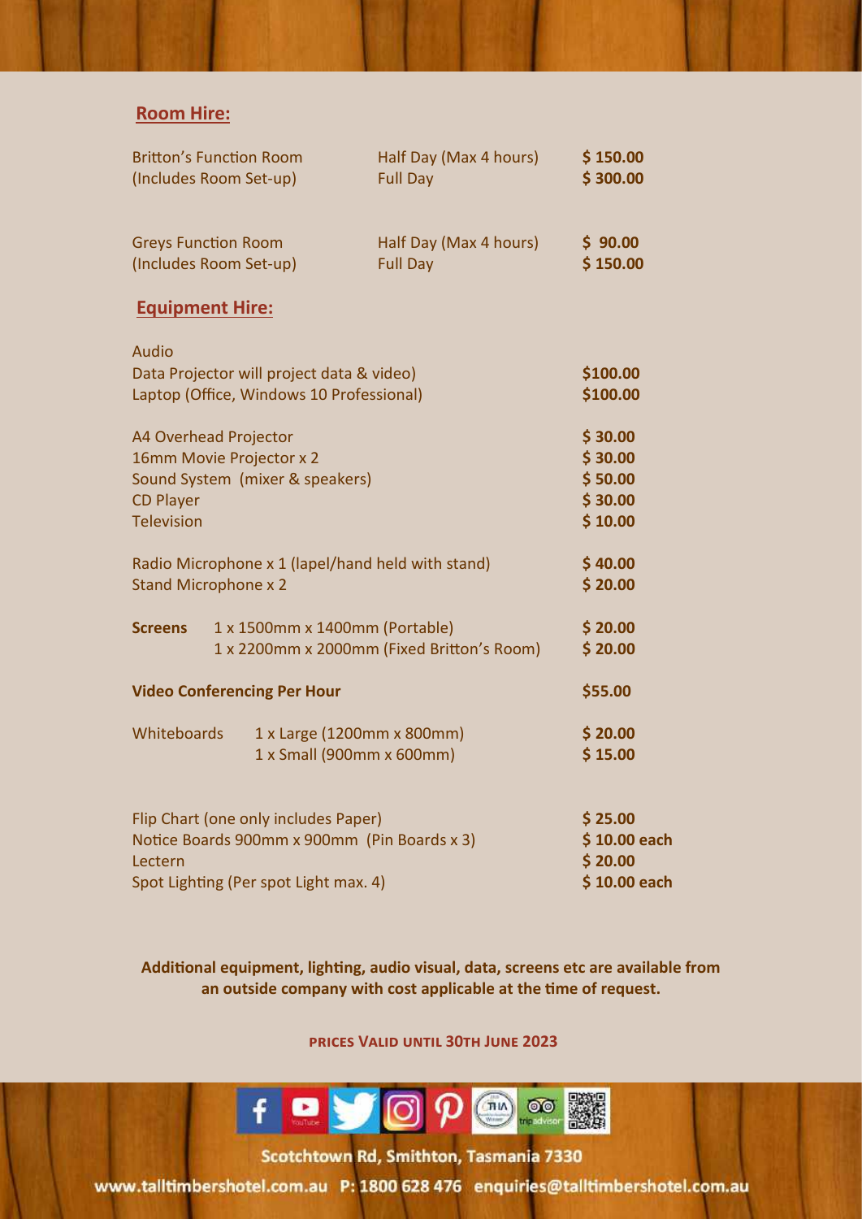## Room Hire:

| | | |
|---|---|---|
| Britton's Function Room (Includes Room Set-up) | Half Day (Max 4 hours) | **$ 150.00** |
| | Full Day | **$ 300.00** |
| Greys Function Room (Includes Room Set-up) | Half Day (Max 4 hours) | **$ 90.00** |
| | Full Day | **$ 150.00** |

## Equipment Hire:

| | |
|---|---|
| Audio | |
| Data Projector will project data & video) | **$100.00** |
| Laptop (Office, Windows 10 Professional) | **$100.00** |
| A4 Overhead Projector | **$ 30.00** |
| 16mm Movie Projector x 2 | **$ 30.00** |
| Sound System (mixer & speakers) | **$ 50.00** |
| CD Player | **$ 30.00** |
| Television | **$ 10.00** |
| Radio Microphone x 1 (lapel/hand held with stand) | **$ 40.00** |
| Stand Microphone x 2 | **$ 20.00** |
| **Screens** 1 x 1500mm x 1400mm (Portable) | **$ 20.00** |
| 1 x 2200mm x 2000mm (Fixed Britton's Room) | **$ 20.00** |
| **Video Conferencing Per Hour** | **$55.00** |
| Whiteboards 1 x Large (1200mm x 800mm) | **$ 20.00** |
| 1 x Small (900mm x 600mm) | **$ 15.00** |
| Flip Chart (one only includes Paper) | **$ 25.00** |
| Notice Boards 900mm x 900mm (Pin Boards x 3) | **$ 10.00 each** |
| Lectern | **$ 20.00** |
| Spot Lighting (Per spot Light max. 4) | **$ 10.00 each** |

**Additional equipment, lighting, audio visual, data, screens etc are available from an outside company with cost applicable at the time of request.**

**PRICES VALID UNTIL 30TH JUNE 2023**

Scotchtown Rd, Smithton, Tasmania 7330

www.talltimbershotel.com.au P: 1800 628 476 enquiries@talltimbershotel.com.au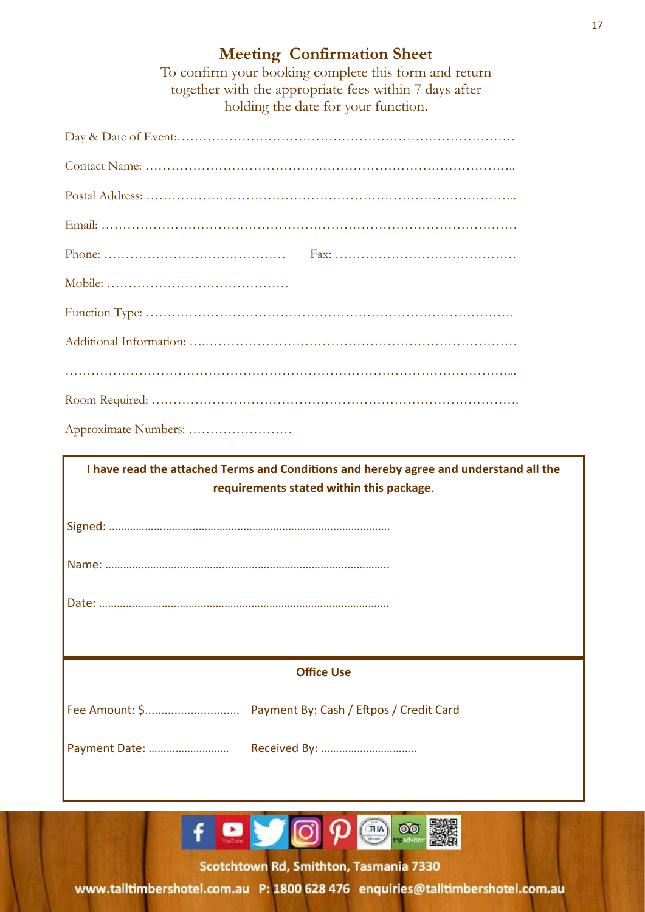# Meeting Confirmation Sheet

To confirm your booking complete this form and return together with the appropriate fees within 7 days after holding the date for your function.

Day & Date of Event:…………………………………………………………………………

Contact Name: ……………………………………………………………………………..

Postal Address: ……………………………………………………………………………..

Email: ………………………………………………………………………………………

Phone: ……………………………………… Fax: ……………………………………

Mobile: ………………………………………

Function Type: …………………………………………………………………………….

Additional Information: …..…………………………………………………………………

………………………………………………………………………………………………...

Room Required: ……………………………………………………………………………

Approximate Numbers: ……………………

**I have read the attached Terms and Conditions and hereby agree and understand all the requirements stated within this package.**

Signed: …………………………………………………………………………………

Name: …………………………………………………………………………………

Date: …………………………………………………………………………………

**Office Use**

Fee Amount: $……………………… Payment By: Cash / Eftpos / Credit Card

Payment Date: ……………………… Received By: ……………………………..

Scotchtown Rd, Smithton, Tasmania 7330

www.talltimbershotel.com.au P: 1800 628 476 enquiries@talltimbershotel.com.au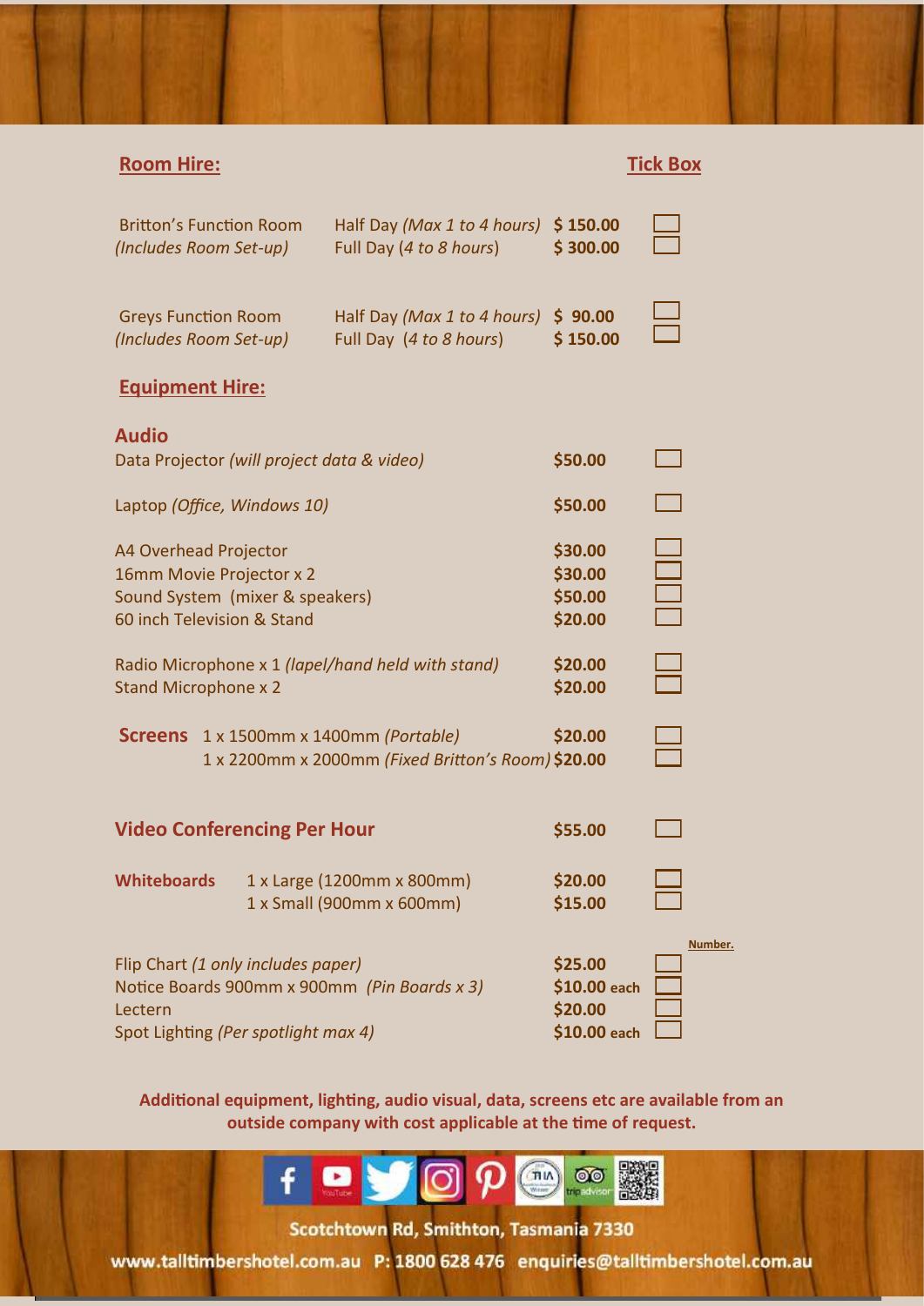## Room Hire:

**Tick Box**

| | | | |
|---|---|---|---|
| Britton's Function Room *(Includes Room Set-up)* | Half Day *(Max 1 to 4 hours)* | **$ 150.00** | ☐ |
| | Full Day (*4 to 8 hours*) | **$ 300.00** | ☐ |
| Greys Function Room *(Includes Room Set-up)* | Half Day *(Max 1 to 4 hours)* | **$ 90.00** | ☐ |
| | Full Day (*4 to 8 hours*) | **$ 150.00** | ☐ |

## Equipment Hire:

### Audio

| | | |
|---|---|---|
| Data Projector *(will project data & video)* | **$50.00** | ☐ |
| Laptop *(Office, Windows 10)* | **$50.00** | ☐ |
| A4 Overhead Projector | **$30.00** | ☐ |
| 16mm Movie Projector x 2 | **$30.00** | ☐ |
| Sound System (mixer & speakers) | **$50.00** | ☐ |
| 60 inch Television & Stand | **$20.00** | ☐ |
| Radio Microphone x 1 *(lapel/hand held with stand)* | **$20.00** | ☐ |
| Stand Microphone x 2 | **$20.00** | ☐ |
| **Screens** 1 x 1500mm x 1400mm *(Portable)* | **$20.00** | ☐ |
| 1 x 2200mm x 2000mm *(Fixed Britton's Room)* | **$20.00** | ☐ |
| **Video Conferencing Per Hour** | **$55.00** | ☐ |
| **Whiteboards** 1 x Large (1200mm x 800mm) | **$20.00** | ☐ |
| 1 x Small (900mm x 600mm) | **$15.00** | ☐ |

| | | Number. |
|---|---|---|
| Flip Chart *(1 only includes paper)* | **$25.00** | ☐ |
| Notice Boards 900mm x 900mm *(Pin Boards x 3)* | **$10.00 each** | ☐ |
| Lectern | **$20.00** | ☐ |
| Spot Lighting *(Per spotlight max 4)* | **$10.00 each** | ☐ |

**Additional equipment, lighting, audio visual, data, screens etc are available from an outside company with cost applicable at the time of request.**

Scotchtown Rd, Smithton, Tasmania 7330

www.talltimbershotel.com.au P: 1800 628 476 enquiries@talltimbershotel.com.au